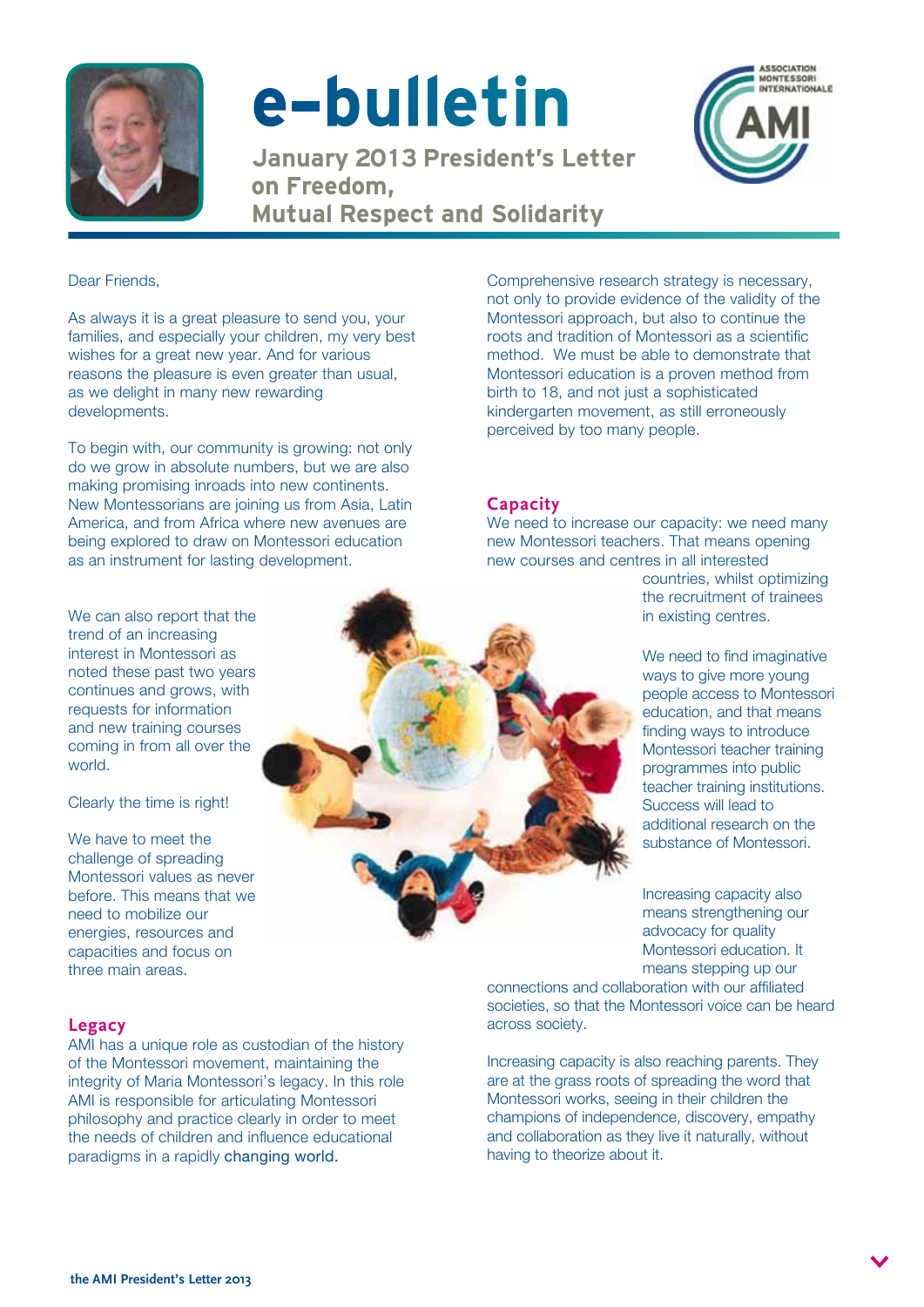# e-bulletin

## January 2013 President's Letter on Freedom, Mutual Respect and Solidarity

Dear Friends,

As always it is a great pleasure to send you, your families, and especially your children, my very best wishes for a great new year. And for various reasons the pleasure is even greater than usual, as we delight in many new rewarding developments.

To begin with, our community is growing: not only do we grow in absolute numbers, but we are also making promising inroads into new continents. New Montessorians are joining us from Asia, Latin America, and from Africa where new avenues are being explored to draw on Montessori education as an instrument for lasting development.

We can also report that the trend of an increasing interest in Montessori as noted these past two years continues and grows, with requests for information and new training courses coming in from all over the world.

Clearly the time is right!

We have to meet the challenge of spreading Montessori values as never before. This means that we need to mobilize our energies, resources and capacities and focus on three main areas.

### Legacy

AMI has a unique role as custodian of the history of the Montessori movement, maintaining the integrity of Maria Montessori's legacy. In this role AMI is responsible for articulating Montessori philosophy and practice clearly in order to meet the needs of children and influence educational paradigms in a rapidly changing world.

Comprehensive research strategy is necessary, not only to provide evidence of the validity of the Montessori approach, but also to continue the roots and tradition of Montessori as a scientific method. We must be able to demonstrate that Montessori education is a proven method from birth to 18, and not just a sophisticated kindergarten movement, as still erroneously perceived by too many people.

### Capacity

We need to increase our capacity: we need many new Montessori teachers. That means opening new courses and centres in all interested countries, whilst optimizing the recruitment of trainees in existing centres.

We need to find imaginative ways to give more young people access to Montessori education, and that means finding ways to introduce Montessori teacher training programmes into public teacher training institutions. Success will lead to additional research on the substance of Montessori.

Increasing capacity also means strengthening our advocacy for quality Montessori education. It means stepping up our connections and collaboration with our affiliated societies, so that the Montessori voice can be heard across society.

Increasing capacity is also reaching parents. They are at the grass roots of spreading the word that Montessori works, seeing in their children the champions of independence, discovery, empathy and collaboration as they live it naturally, without having to theorize about it.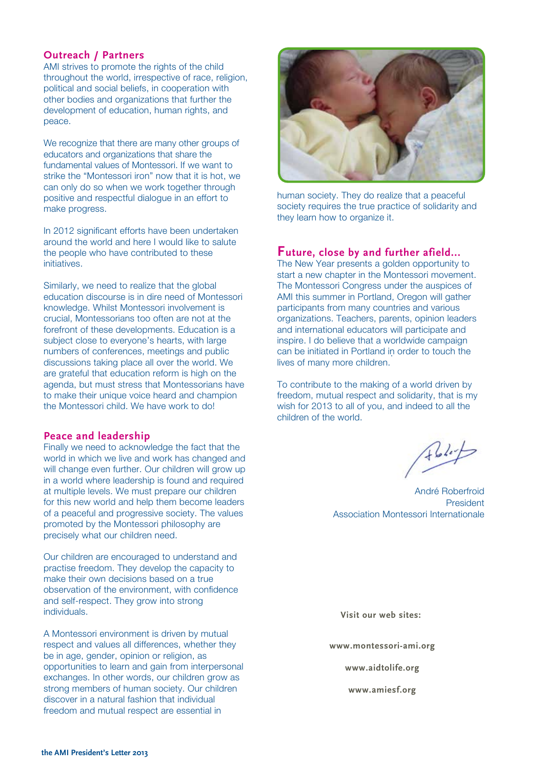## Outreach / Partners

AMI strives to promote the rights of the child throughout the world, irrespective of race, religion, political and social beliefs, in cooperation with other bodies and organizations that further the development of education, human rights, and peace.

We recognize that there are many other groups of educators and organizations that share the fundamental values of Montessori. If we want to strike the "Montessori iron" now that it is hot, we can only do so when we work together through positive and respectful dialogue in an effort to make progress.

In 2012 significant efforts have been undertaken around the world and here I would like to salute the people who have contributed to these initiatives.

Similarly, we need to realize that the global education discourse is in dire need of Montessori knowledge. Whilst Montessori involvement is crucial, Montessorians too often are not at the forefront of these developments. Education is a subject close to everyone's hearts, with large numbers of conferences, meetings and public discussions taking place all over the world. We are grateful that education reform is high on the agenda, but must stress that Montessorians have to make their unique voice heard and champion the Montessori child. We have work to do!

## Peace and leadership

Finally we need to acknowledge the fact that the world in which we live and work has changed and will change even further. Our children will grow up in a world where leadership is found and required at multiple levels. We must prepare our children for this new world and help them become leaders of a peaceful and progressive society. The values promoted by the Montessori philosophy are precisely what our children need.

Our children are encouraged to understand and practise freedom. They develop the capacity to make their own decisions based on a true observation of the environment, with confidence and self-respect. They grow into strong individuals.

A Montessori environment is driven by mutual respect and values all differences, whether they be in age, gender, opinion or religion, as opportunities to learn and gain from interpersonal exchanges. In other words, our children grow as strong members of human society. Our children discover in a natural fashion that individual freedom and mutual respect are essential in human society. They do realize that a peaceful society requires the true practice of solidarity and they learn how to organize it.

## Future, close by and further afield...

The New Year presents a golden opportunity to start a new chapter in the Montessori movement. The Montessori Congress under the auspices of AMI this summer in Portland, Oregon will gather participants from many countries and various organizations. Teachers, parents, opinion leaders and international educators will participate and inspire. I do believe that a worldwide campaign can be initiated in Portland in order to touch the lives of many more children.

To contribute to the making of a world driven by freedom, mutual respect and solidarity, that is my wish for 2013 to all of you, and indeed to all the children of the world.

André Roberfroid
President
Association Montessori Internationale

**Visit our web sites:**

**www.montessori-ami.org**

**www.aidtolife.org**

**www.amiesf.org**